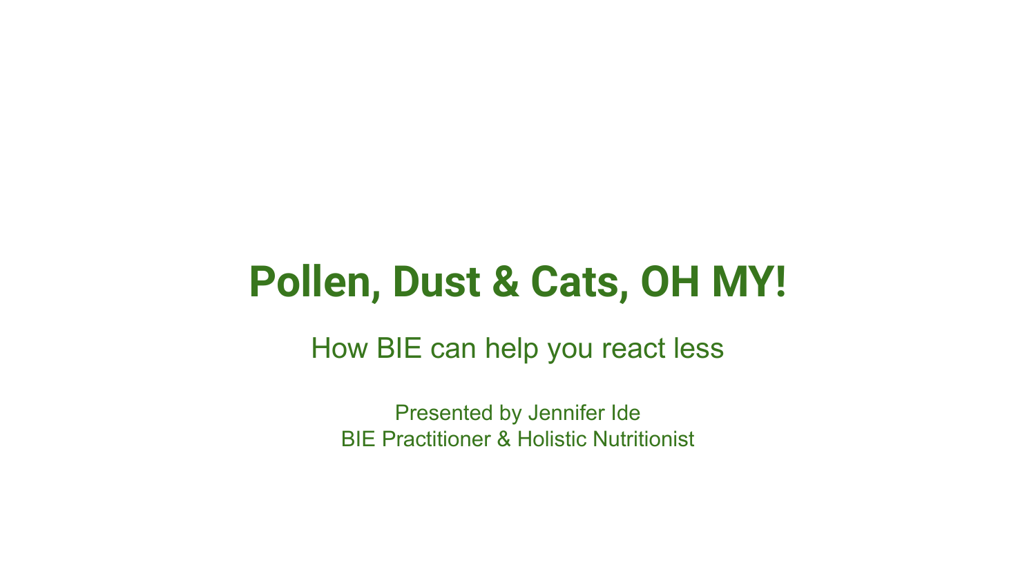# Pollen, Dust & Cats, OH MY!

## How BIE can help you react less

Presented by Jennifer Ide
BIE Practitioner & Holistic Nutritionist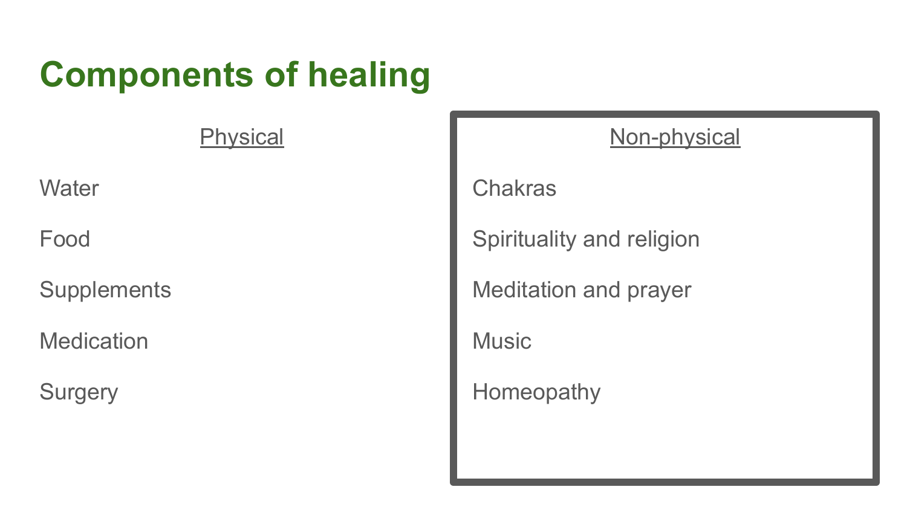# Components of healing

**Physical**

- Water
- Food
- Supplements
- Medication
- Surgery

**Non-physical**

- Chakras
- Spirituality and religion
- Meditation and prayer
- Music
- Homeopathy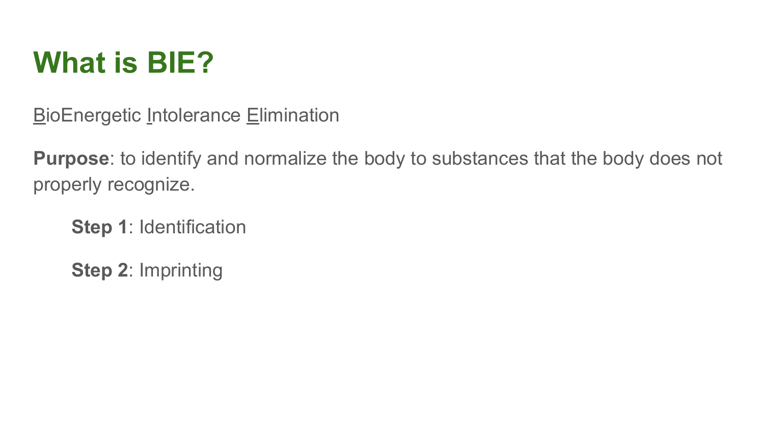# What is BIE?

BioEnergetic Intolerance Elimination

**Purpose**: to identify and normalize the body to substances that the body does not properly recognize.

**Step 1**: Identification

**Step 2**: Imprinting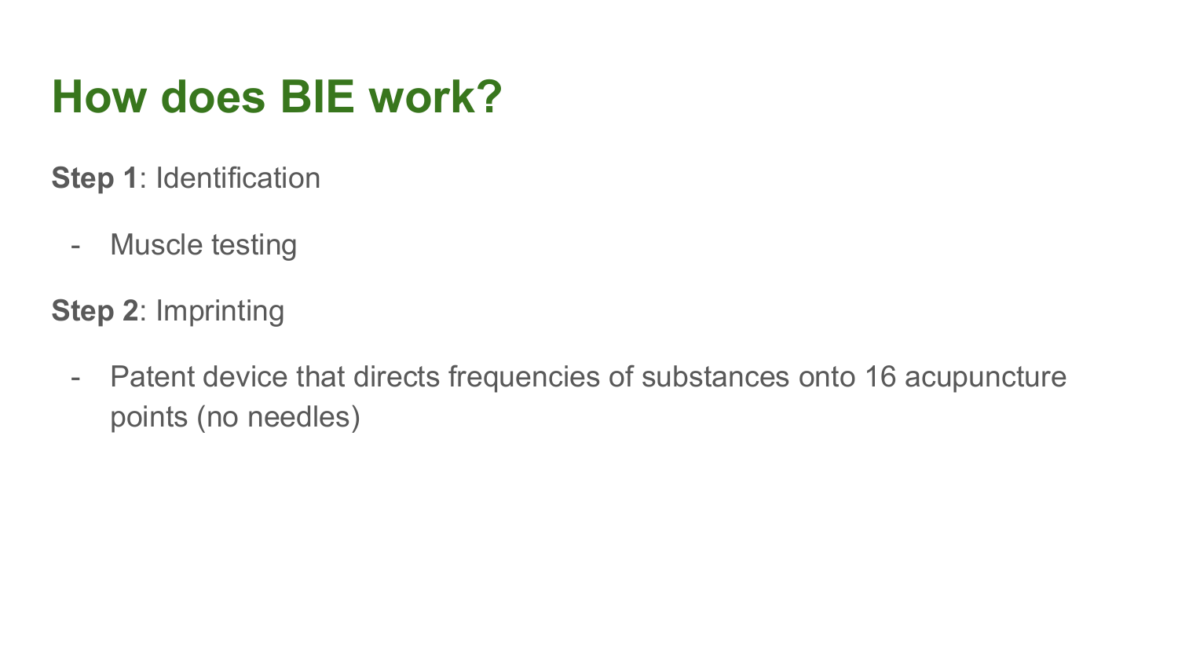# How does BIE work?

**Step 1**: Identification

- Muscle testing

**Step 2**: Imprinting

- Patent device that directs frequencies of substances onto 16 acupuncture points (no needles)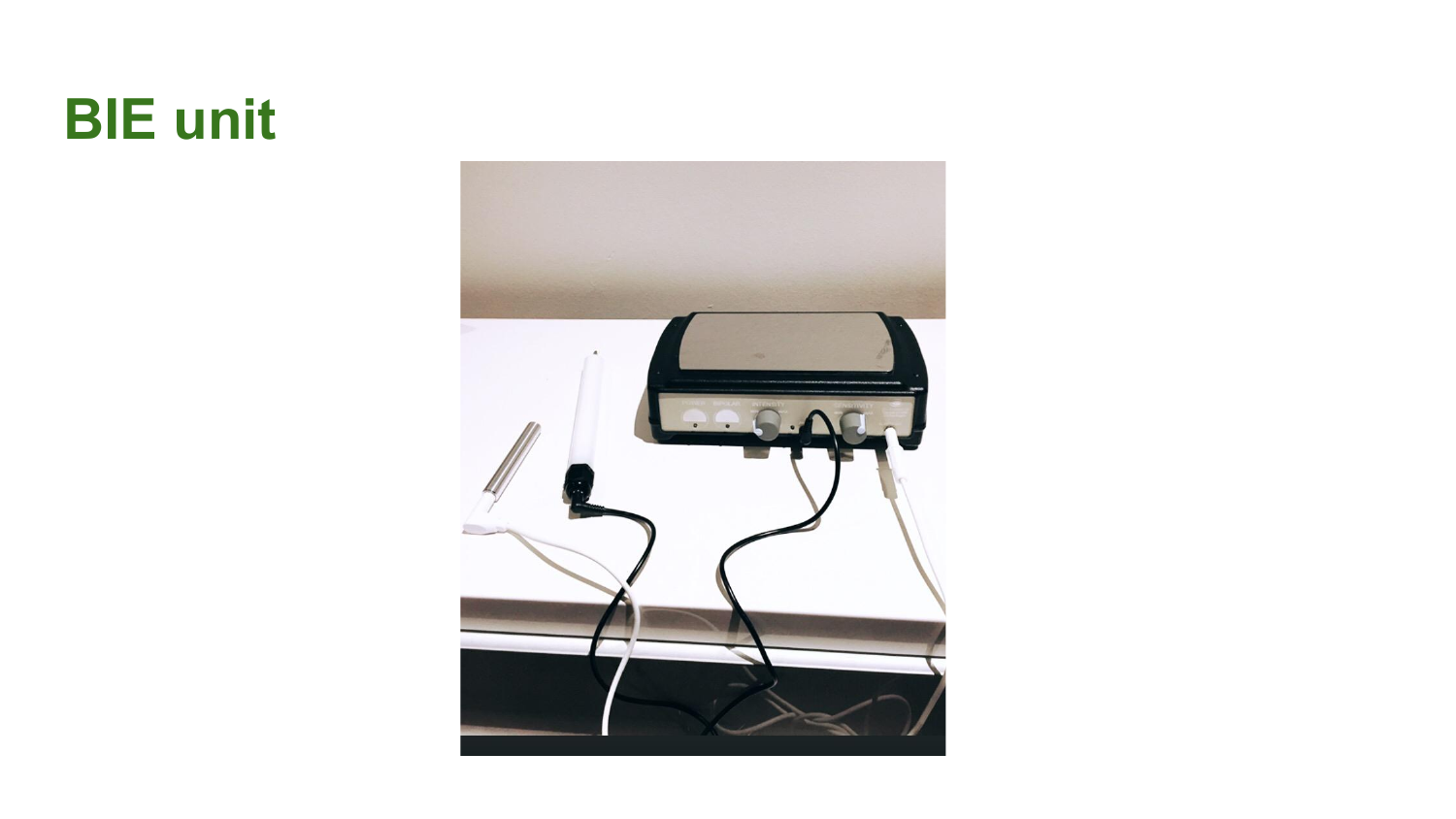# BIE unit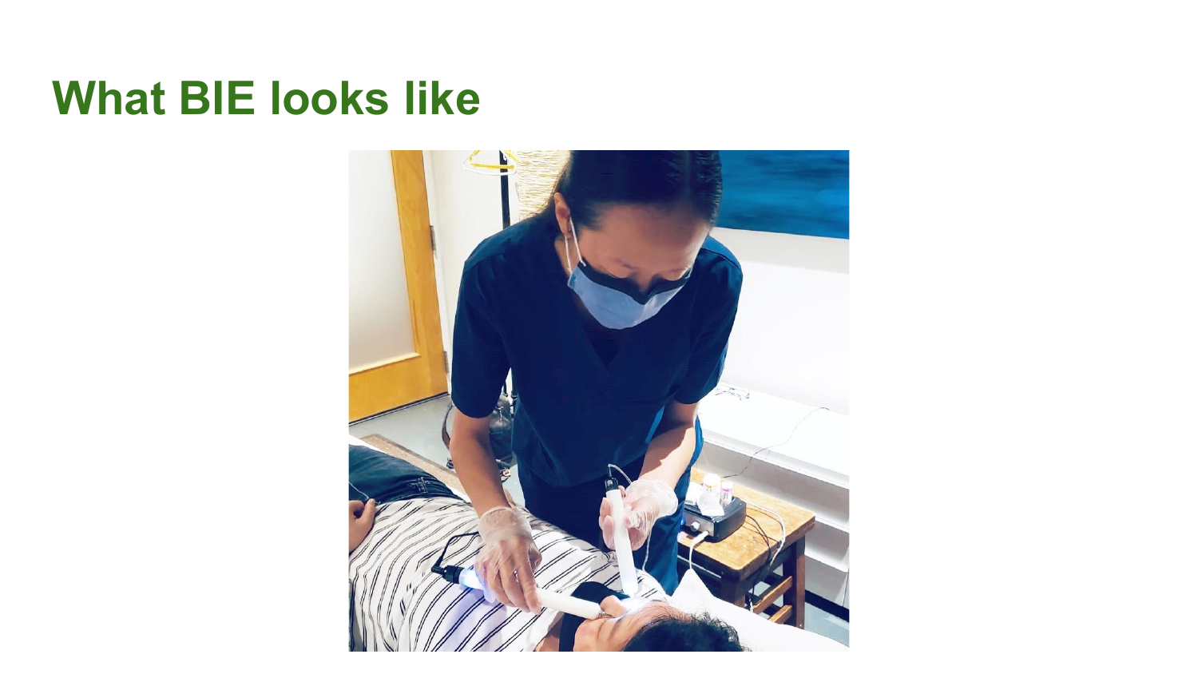# What BIE looks like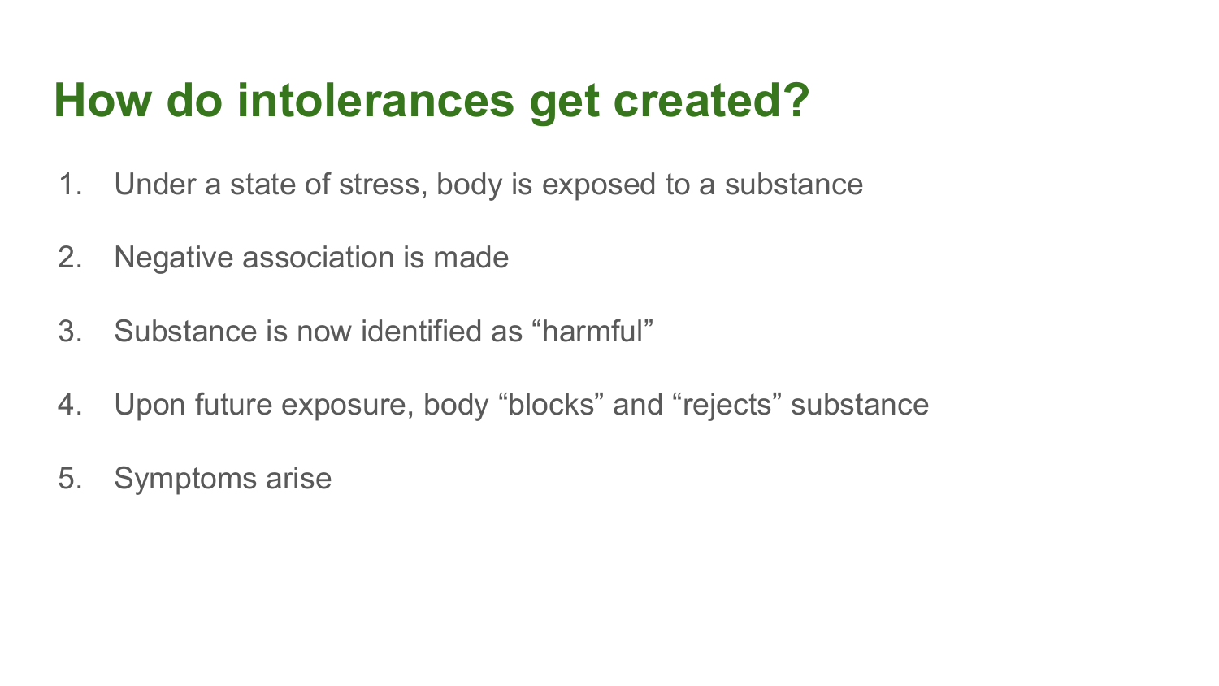# How do intolerances get created?

1. Under a state of stress, body is exposed to a substance
2. Negative association is made
3. Substance is now identified as “harmful”
4. Upon future exposure, body “blocks” and “rejects” substance
5. Symptoms arise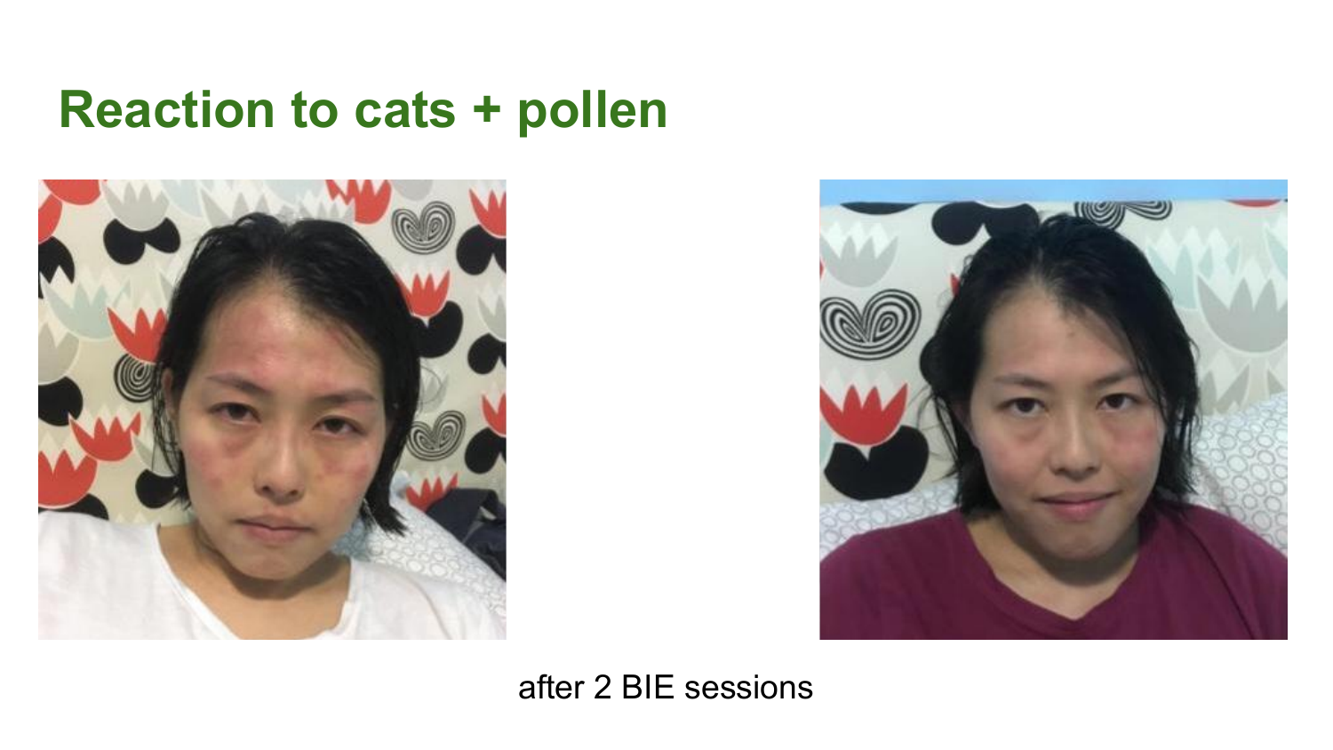# Reaction to cats + pollen

after 2 BIE sessions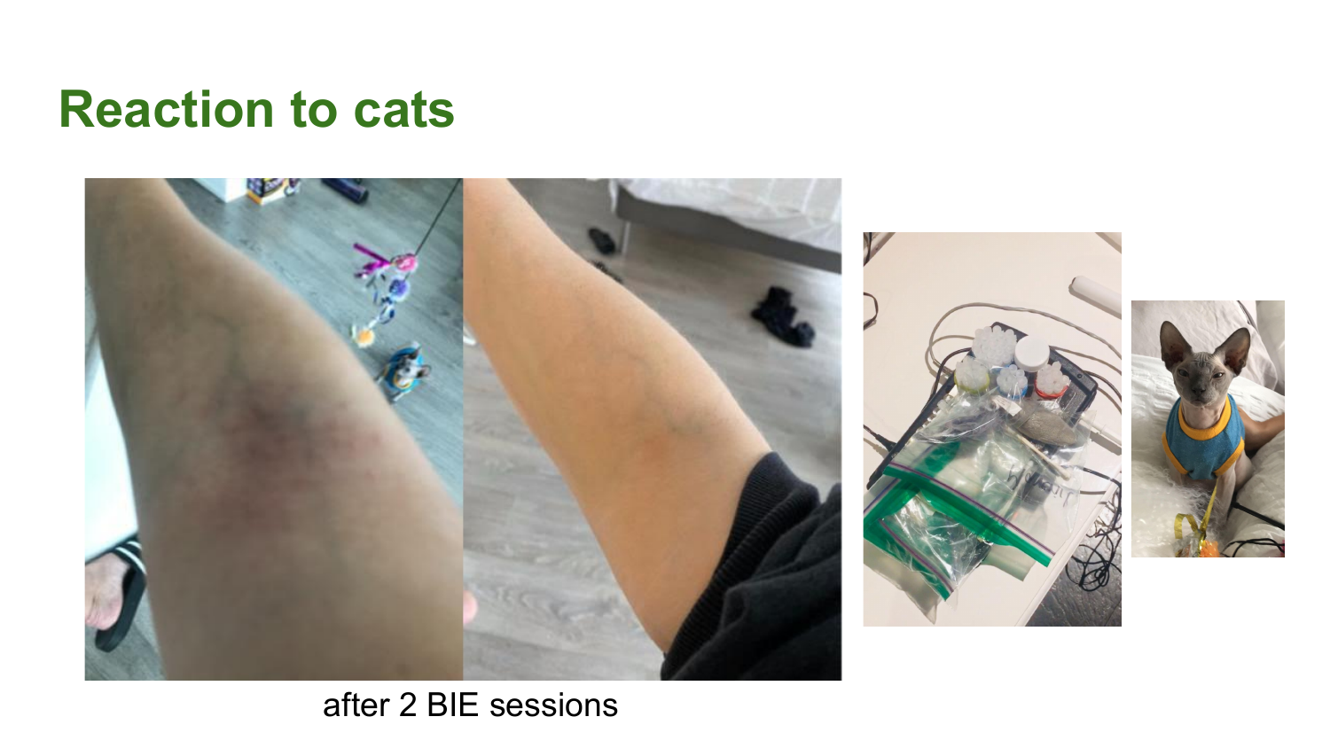# Reaction to cats

after 2 BIE sessions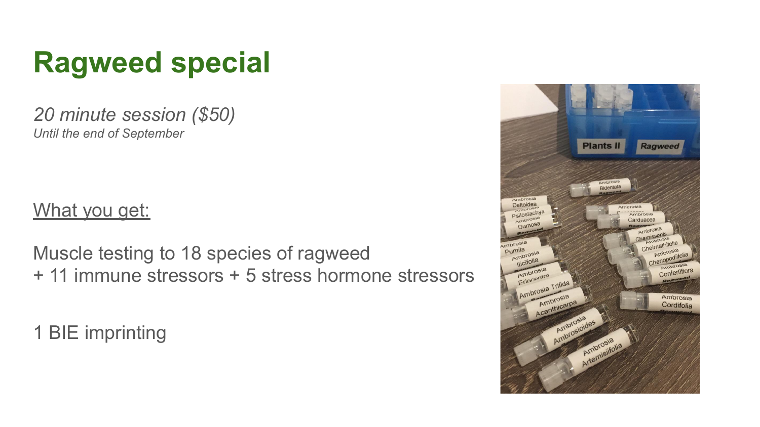# Ragweed special

*20 minute session ($50)*
*Until the end of September*

What you get:

Muscle testing to 18 species of ragweed
+ 11 immune stressors + 5 stress hormone stressors

1 BIE imprinting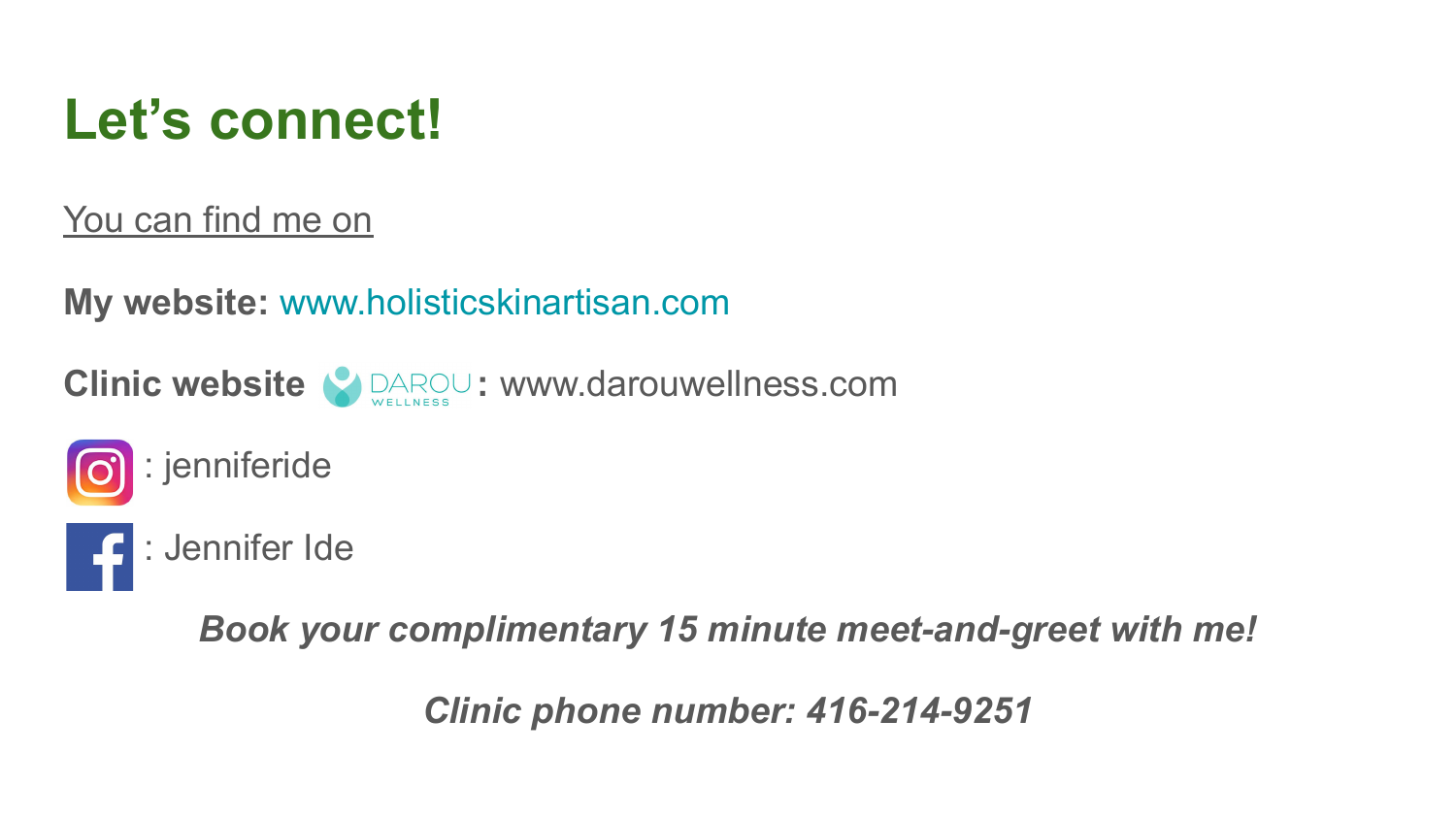# Let's connect!

You can find me on

**My website:** www.holisticskinartisan.com

**Clinic website** DAROU WELLNESS**:** www.darouwellness.com

: jenniferide

: Jennifer Ide

***Book your complimentary 15 minute meet-and-greet with me!***

***Clinic phone number: 416-214-9251***